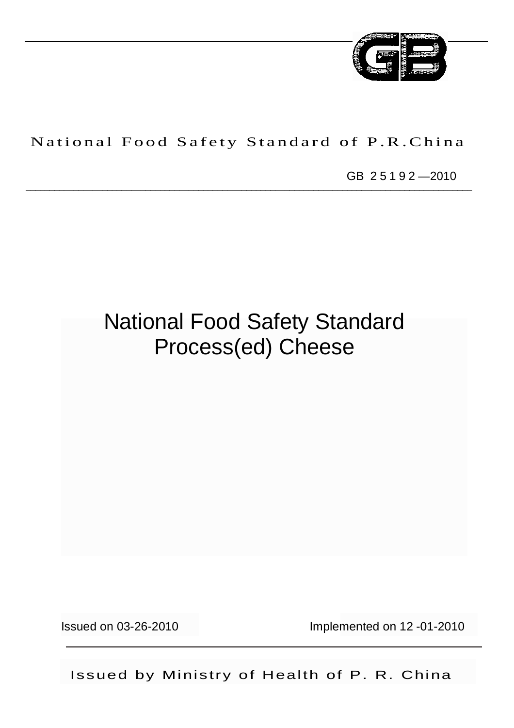National Food Safety Standard of P.R.China

GB 25192—2010

# National Food Safety Standard
# Process(ed) Cheese

Issued on 03-26-2010

Implemented on 12 -01-2010

Issued by Ministry of Health of P. R. China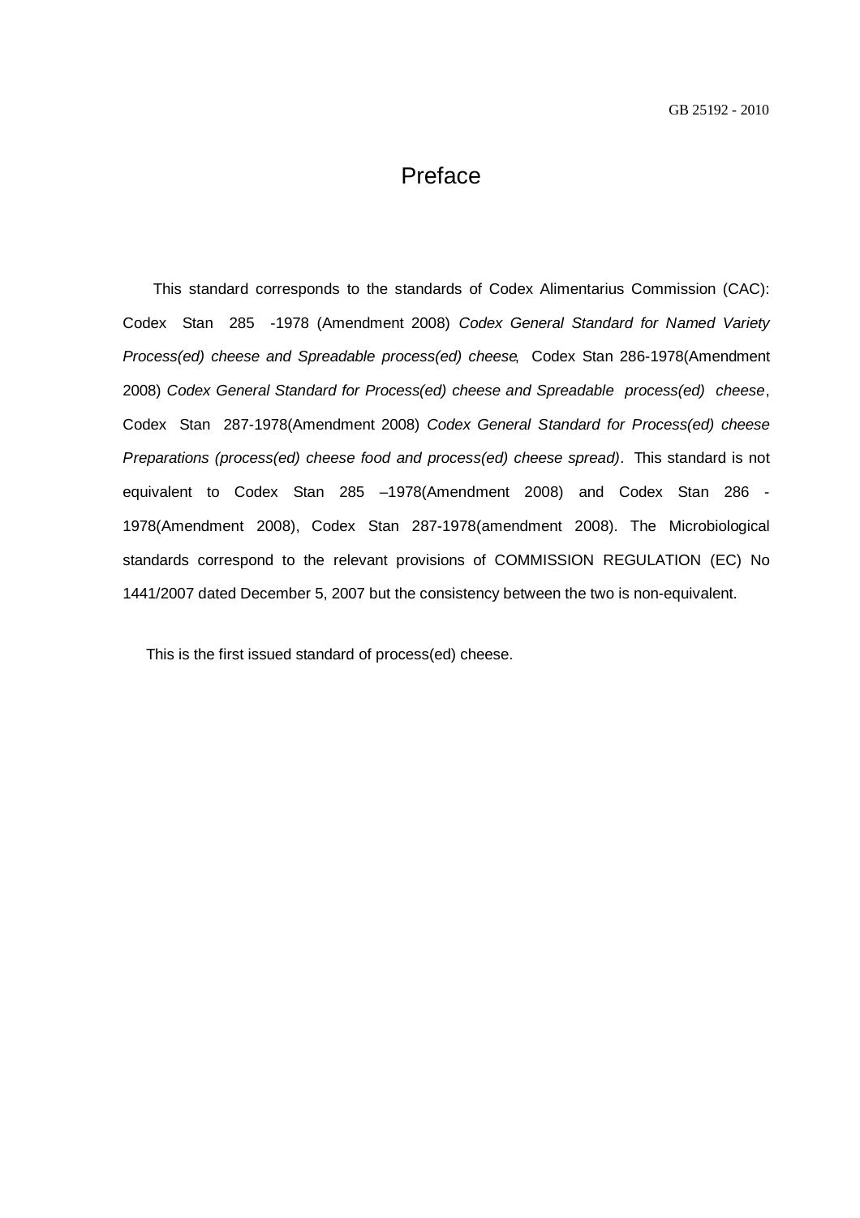# Preface

This standard corresponds to the standards of Codex Alimentarius Commission (CAC): Codex Stan 285 -1978 (Amendment 2008) *Codex General Standard for Named Variety Process(ed) cheese and Spreadable process(ed) cheese*, Codex Stan 286-1978(Amendment 2008) *Codex General Standard for Process(ed) cheese and Spreadable process(ed) cheese*, Codex Stan 287-1978(Amendment 2008) *Codex General Standard for Process(ed) cheese Preparations (process(ed) cheese food and process(ed) cheese spread)*. This standard is not equivalent to Codex Stan 285 –1978(Amendment 2008) and Codex Stan 286 - 1978(Amendment 2008), Codex Stan 287-1978(amendment 2008). The Microbiological standards correspond to the relevant provisions of COMMISSION REGULATION (EC) No 1441/2007 dated December 5, 2007 but the consistency between the two is non-equivalent.

This is the first issued standard of process(ed) cheese.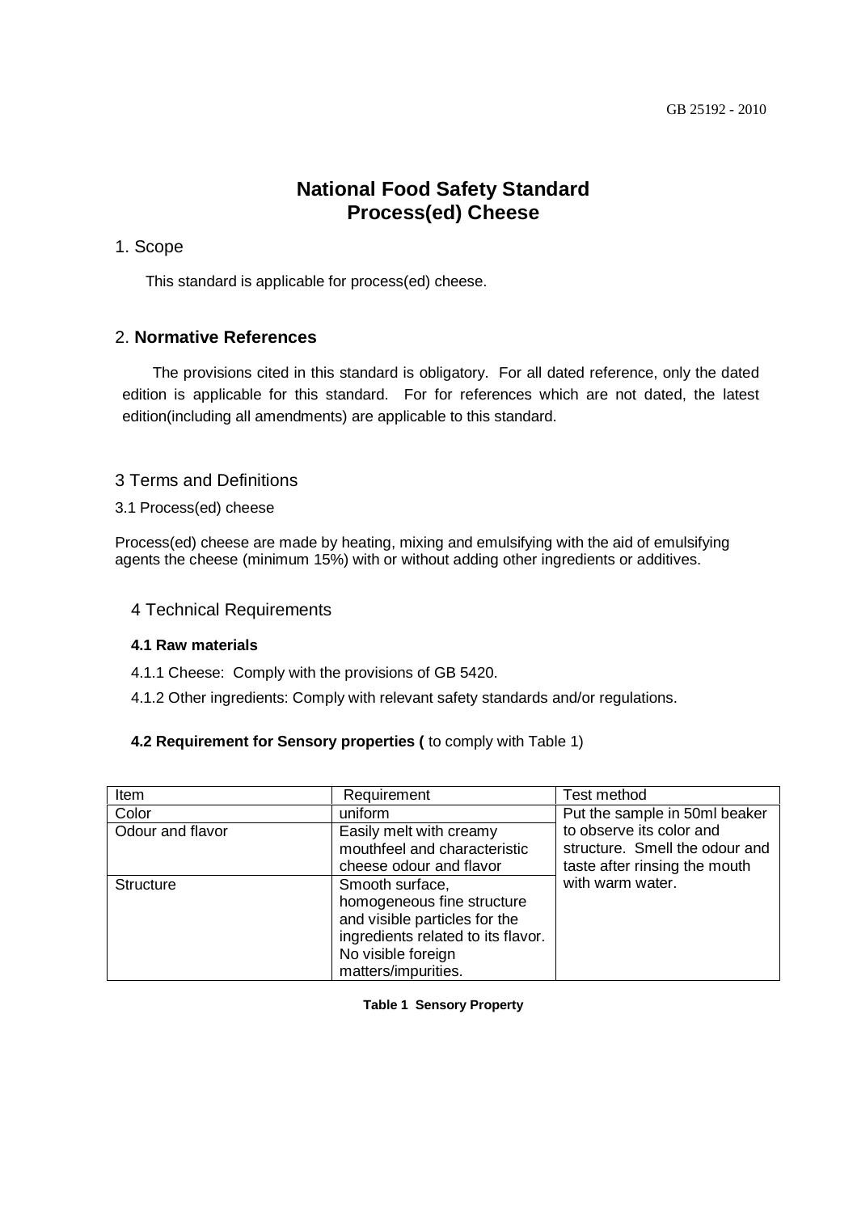# National Food Safety Standard Process(ed) Cheese

## 1. Scope

This standard is applicable for process(ed) cheese.

## 2. **Normative References**

The provisions cited in this standard is obligatory. For all dated reference, only the dated edition is applicable for this standard. For for references which are not dated, the latest edition(including all amendments) are applicable to this standard.

## 3 Terms and Definitions

### 3.1 Process(ed) cheese

Process(ed) cheese are made by heating, mixing and emulsifying with the aid of emulsifying agents the cheese (minimum 15%) with or without adding other ingredients or additives.

## 4 Technical Requirements

### 4.1 Raw materials

4.1.1 Cheese: Comply with the provisions of GB 5420.

4.1.2 Other ingredients: Comply with relevant safety standards and/or regulations.

### 4.2 Requirement for Sensory properties ( to comply with Table 1)

| Item | Requirement | Test method |
| --- | --- | --- |
| Color | uniform | Put the sample in 50ml beaker to observe its color and structure. Smell the odour and taste after rinsing the mouth with warm water. |
| Odour and flavor | Easily melt with creamy mouthfeel and characteristic cheese odour and flavor | |
| Structure | Smooth surface, homogeneous fine structure and visible particles for the ingredients related to its flavor. No visible foreign matters/impurities. | |

**Table 1 Sensory Property**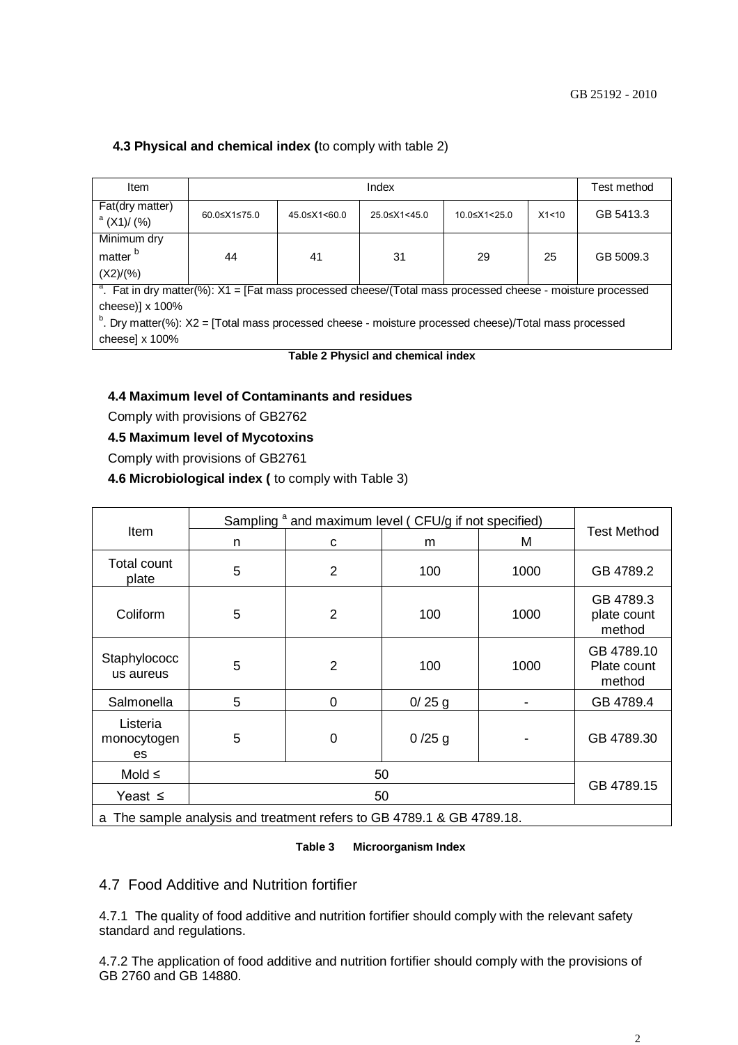**4.3 Physical and chemical index (**to comply with table 2)

| Item | Index | | | | | Test method |
|---|---|---|---|---|---|---|
| Fat(dry matter) [a] (X1)/ (%) | 60.0≤X1≤75.0 | 45.0≤X1<60.0 | 25.0≤X1<45.0 | 10.0≤X1<25.0 | X1<10 | GB 5413.3 |
| Minimum dry matter [b] (X2)/(%) | 44 | 41 | 31 | 29 | 25 | GB 5009.3 |
| [a]. Fat in dry matter(%): X1 = [Fat mass processed cheese/(Total mass processed cheese - moisture processed cheese)] x 100%<br>[b]. Dry matter(%): X2 = [Total mass processed cheese - moisture processed cheese)/Total mass processed cheese] x 100% | | | | | | |

**Table 2 Physicl and chemical index**

**4.4 Maximum level of Contaminants and residues**

Comply with provisions of GB2762

**4.5 Maximum level of Mycotoxins**

Comply with provisions of GB2761

**4.6 Microbiological index (** to comply with Table 3)

| Item | Sampling [a] and maximum level ( CFU/g if not specified) | | | | Test Method |
|---|---|---|---|---|---|
| | n | c | m | M | |
| Total count plate | 5 | 2 | 100 | 1000 | GB 4789.2 |
| Coliform | 5 | 2 | 100 | 1000 | GB 4789.3 plate count method |
| Staphylococcus aureus | 5 | 2 | 100 | 1000 | GB 4789.10 Plate count method |
| Salmonella | 5 | 0 | 0/ 25 g | - | GB 4789.4 |
| Listeria monocytogenes | 5 | 0 | 0 /25 g | - | GB 4789.30 |
| Mold ≤ | 50 | | | | GB 4789.15 |
| Yeast ≤ | 50 | | | | |
| a The sample analysis and treatment refers to GB 4789.1 & GB 4789.18. | | | | | |

**Table 3 Microorganism Index**

## 4.7 Food Additive and Nutrition fortifier

4.7.1 The quality of food additive and nutrition fortifier should comply with the relevant safety standard and regulations.

4.7.2 The application of food additive and nutrition fortifier should comply with the provisions of GB 2760 and GB 14880.